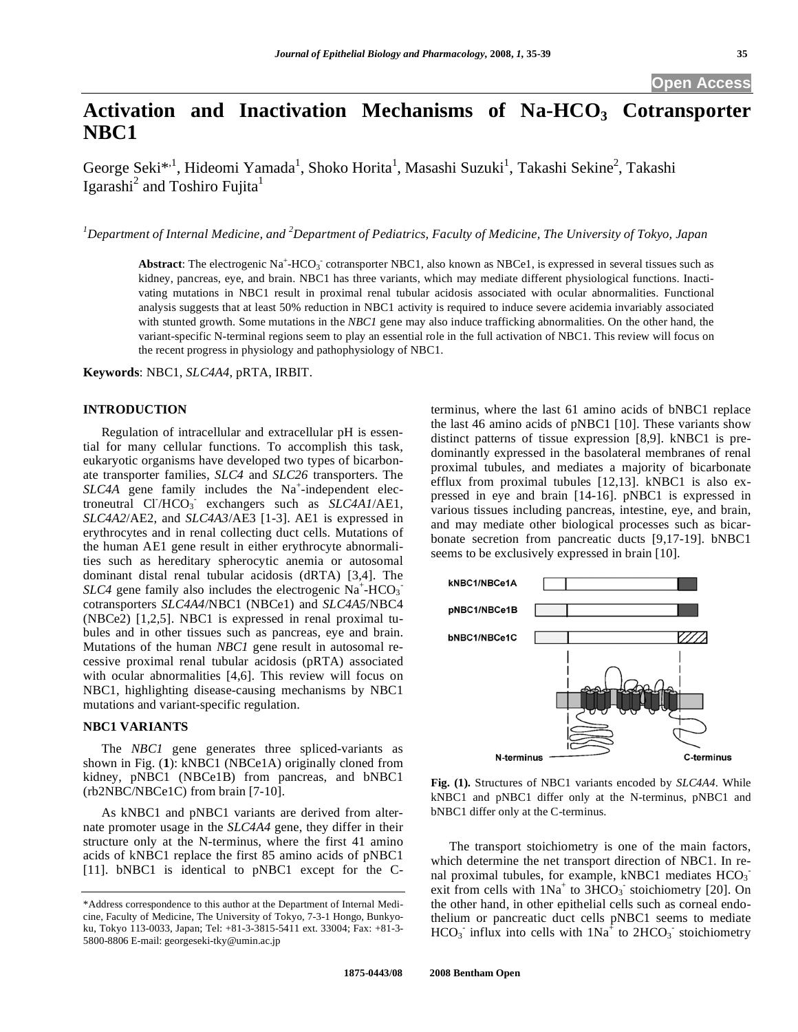Open Access

# Activation and Inactivation Mechanisms of Na-$HCO_3$ Cotransporter NBC1

George Seki*[,1], Hideomi Yamada[1], Shoko Horita[1], Masashi Suzuki[1], Takashi Sekine[2], Takashi Igarashi[2] and Toshiro Fujita[1]

*[1]Department of Internal Medicine, and [2]Department of Pediatrics, Faculty of Medicine, The University of Tokyo, Japan*

**Abstract**: The electrogenic $Na^+$-$HCO_3^-$ cotransporter NBC1, also known as NBCe1, is expressed in several tissues such as kidney, pancreas, eye, and brain. NBC1 has three variants, which may mediate different physiological functions. Inactivating mutations in NBC1 result in proximal renal tubular acidosis associated with ocular abnormalities. Functional analysis suggests that at least 50% reduction in NBC1 activity is required to induce severe acidemia invariably associated with stunted growth. Some mutations in the *NBC1* gene may also induce trafficking abnormalities. On the other hand, the variant-specific N-terminal regions seem to play an essential role in the full activation of NBC1. This review will focus on the recent progress in physiology and pathophysiology of NBC1.

**Keywords**: NBC1, *SLC4A4*, pRTA, IRBIT.

## INTRODUCTION

Regulation of intracellular and extracellular pH is essential for many cellular functions. To accomplish this task, eukaryotic organisms have developed two types of bicarbonate transporter families, *SLC4* and *SLC26* transporters. The *SLC4A* gene family includes the $Na^+$-independent electroneutral $Cl^-$/$HCO_3^-$ exchangers such as *SLC4A1*/AE1, *SLC4A2*/AE2, and *SLC4A3*/AE3 [1-3]. AE1 is expressed in erythrocytes and in renal collecting duct cells. Mutations of the human AE1 gene result in either erythrocyte abnormalities such as hereditary spherocytic anemia or autosomal dominant distal renal tubular acidosis (dRTA) [3,4]. The *SLC4* gene family also includes the electrogenic $Na^+$-$HCO_3^-$ cotransporters *SLC4A4*/NBC1 (NBCe1) and *SLC4A5*/NBC4 (NBCe2) [1,2,5]. NBC1 is expressed in renal proximal tubules and in other tissues such as pancreas, eye and brain. Mutations of the human *NBC1* gene result in autosomal recessive proximal renal tubular acidosis (pRTA) associated with ocular abnormalities [4,6]. This review will focus on NBC1, highlighting disease-causing mechanisms by NBC1 mutations and variant-specific regulation.

## NBC1 VARIANTS

The *NBC1* gene generates three spliced-variants as shown in Fig. (**1**): kNBC1 (NBCe1A) originally cloned from kidney, pNBC1 (NBCe1B) from pancreas, and bNBC1 (rb2NBC/NBCe1C) from brain [7-10].

As kNBC1 and pNBC1 variants are derived from alternate promoter usage in the *SLC4A4* gene, they differ in their structure only at the N-terminus, where the first 41 amino acids of kNBC1 replace the first 85 amino acids of pNBC1 [11]. bNBC1 is identical to pNBC1 except for the C-terminus, where the last 61 amino acids of bNBC1 replace the last 46 amino acids of pNBC1 [10]. These variants show distinct patterns of tissue expression [8,9]. kNBC1 is predominantly expressed in the basolateral membranes of renal proximal tubules, and mediates a majority of bicarbonate efflux from proximal tubules [12,13]. kNBC1 is also expressed in eye and brain [14-16]. pNBC1 is expressed in various tissues including pancreas, intestine, eye, and brain, and may mediate other biological processes such as bicarbonate secretion from pancreatic ducts [9,17-19]. bNBC1 seems to be exclusively expressed in brain [10].

**Fig. (1).** Structures of NBC1 variants encoded by *SLC4A4*. While kNBC1 and pNBC1 differ only at the N-terminus, pNBC1 and bNBC1 differ only at the C-terminus.

The transport stoichiometry is one of the main factors, which determine the net transport direction of NBC1. In renal proximal tubules, for example, kNBC1 mediates $HCO_3^-$ exit from cells with $1Na^+$ to $3HCO_3^-$ stoichiometry [20]. On the other hand, in other epithelial cells such as corneal endothelium or pancreatic duct cells pNBC1 seems to mediate $HCO_3^-$ influx into cells with $1Na^+$ to $2HCO_3^-$ stoichiometry

*Address correspondence to this author at the Department of Internal Medicine, Faculty of Medicine, The University of Tokyo, 7-3-1 Hongo, Bunkyo-ku, Tokyo 113-0033, Japan; Tel: +81-3-3815-5411 ext. 33004; Fax: +81-3-5800-8806 E-mail: georgeseki-tky@umin.ac.jp

1875-0443/08 2008 Bentham Open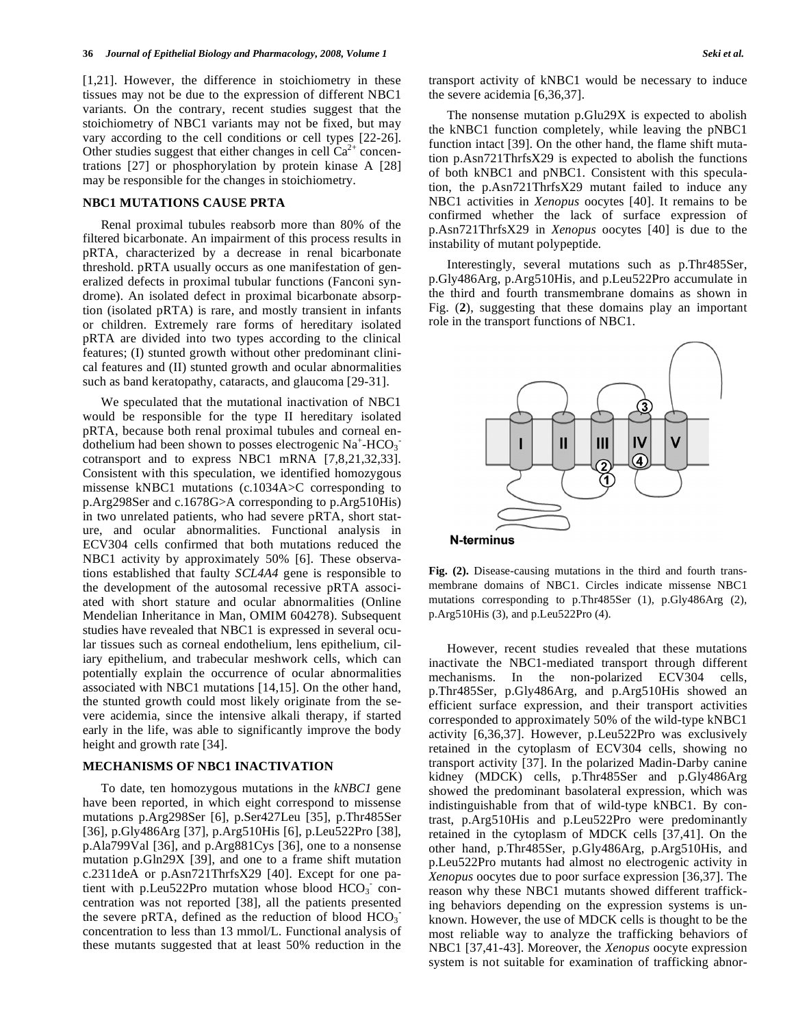[1,21]. However, the difference in stoichiometry in these tissues may not be due to the expression of different NBC1 variants. On the contrary, recent studies suggest that the stoichiometry of NBC1 variants may not be fixed, but may vary according to the cell conditions or cell types [22-26]. Other studies suggest that either changes in cell $Ca^{2+}$ concentrations [27] or phosphorylation by protein kinase A [28] may be responsible for the changes in stoichiometry.

## NBC1 MUTATIONS CAUSE PRTA

Renal proximal tubules reabsorb more than 80% of the filtered bicarbonate. An impairment of this process results in pRTA, characterized by a decrease in renal bicarbonate threshold. pRTA usually occurs as one manifestation of generalized defects in proximal tubular functions (Fanconi syndrome). An isolated defect in proximal bicarbonate absorption (isolated pRTA) is rare, and mostly transient in infants or children. Extremely rare forms of hereditary isolated pRTA are divided into two types according to the clinical features; (I) stunted growth without other predominant clinical features and (II) stunted growth and ocular abnormalities such as band keratopathy, cataracts, and glaucoma [29-31].

We speculated that the mutational inactivation of NBC1 would be responsible for the type II hereditary isolated pRTA, because both renal proximal tubules and corneal endothelium had been shown to posses electrogenic $Na^+$-$HCO_3^-$ cotransport and to express NBC1 mRNA [7,8,21,32,33]. Consistent with this speculation, we identified homozygous missense kNBC1 mutations (c.1034A>C corresponding to p.Arg298Ser and c.1678G>A corresponding to p.Arg510His) in two unrelated patients, who had severe pRTA, short stature, and ocular abnormalities. Functional analysis in ECV304 cells confirmed that both mutations reduced the NBC1 activity by approximately 50% [6]. These observations established that faulty *SCL4A4* gene is responsible to the development of the autosomal recessive pRTA associated with short stature and ocular abnormalities (Online Mendelian Inheritance in Man, OMIM 604278). Subsequent studies have revealed that NBC1 is expressed in several ocular tissues such as corneal endothelium, lens epithelium, ciliary epithelium, and trabecular meshwork cells, which can potentially explain the occurrence of ocular abnormalities associated with NBC1 mutations [14,15]. On the other hand, the stunted growth could most likely originate from the severe acidemia, since the intensive alkali therapy, if started early in the life, was able to significantly improve the body height and growth rate [34].

## MECHANISMS OF NBC1 INACTIVATION

To date, ten homozygous mutations in the *kNBC1* gene have been reported, in which eight correspond to missense mutations p.Arg298Ser [6], p.Ser427Leu [35], p.Thr485Ser [36], p.Gly486Arg [37], p.Arg510His [6], p.Leu522Pro [38], p.Ala799Val [36], and p.Arg881Cys [36], one to a nonsense mutation p.Gln29X [39], and one to a frame shift mutation c.2311deA or p.Asn721ThrfsX29 [40]. Except for one patient with p.Leu522Pro mutation whose blood $HCO_3^-$ concentration was not reported [38], all the patients presented the severe pRTA, defined as the reduction of blood $HCO_3^-$ concentration to less than 13 mmol/L. Functional analysis of these mutants suggested that at least 50% reduction in the transport activity of kNBC1 would be necessary to induce the severe acidemia [6,36,37].

The nonsense mutation p.Glu29X is expected to abolish the kNBC1 function completely, while leaving the pNBC1 function intact [39]. On the other hand, the flame shift mutation p.Asn721ThrfsX29 is expected to abolish the functions of both kNBC1 and pNBC1. Consistent with this speculation, the p.Asn721ThrfsX29 mutant failed to induce any NBC1 activities in *Xenopus* oocytes [40]. It remains to be confirmed whether the lack of surface expression of p.Asn721ThrfsX29 in *Xenopus* oocytes [40] is due to the instability of mutant polypeptide.

Interestingly, several mutations such as p.Thr485Ser, p.Gly486Arg, p.Arg510His, and p.Leu522Pro accumulate in the third and fourth transmembrane domains as shown in Fig. (**2**), suggesting that these domains play an important role in the transport functions of NBC1.

**Fig. (2).** Disease-causing mutations in the third and fourth transmembrane domains of NBC1. Circles indicate missense NBC1 mutations corresponding to p.Thr485Ser (1), p.Gly486Arg (2), p.Arg510His (3), and p.Leu522Pro (4).

However, recent studies revealed that these mutations inactivate the NBC1-mediated transport through different mechanisms. In the non-polarized ECV304 cells, p.Thr485Ser, p.Gly486Arg, and p.Arg510His showed an efficient surface expression, and their transport activities corresponded to approximately 50% of the wild-type kNBC1 activity [6,36,37]. However, p.Leu522Pro was exclusively retained in the cytoplasm of ECV304 cells, showing no transport activity [37]. In the polarized Madin-Darby canine kidney (MDCK) cells, p.Thr485Ser and p.Gly486Arg showed the predominant basolateral expression, which was indistinguishable from that of wild-type kNBC1. By contrast, p.Arg510His and p.Leu522Pro were predominantly retained in the cytoplasm of MDCK cells [37,41]. On the other hand, p.Thr485Ser, p.Gly486Arg, p.Arg510His, and p.Leu522Pro mutants had almost no electrogenic activity in *Xenopus* oocytes due to poor surface expression [36,37]. The reason why these NBC1 mutants showed different trafficking behaviors depending on the expression systems is unknown. However, the use of MDCK cells is thought to be the most reliable way to analyze the trafficking behaviors of NBC1 [37,41-43]. Moreover, the *Xenopus* oocyte expression system is not suitable for examination of trafficking abnor-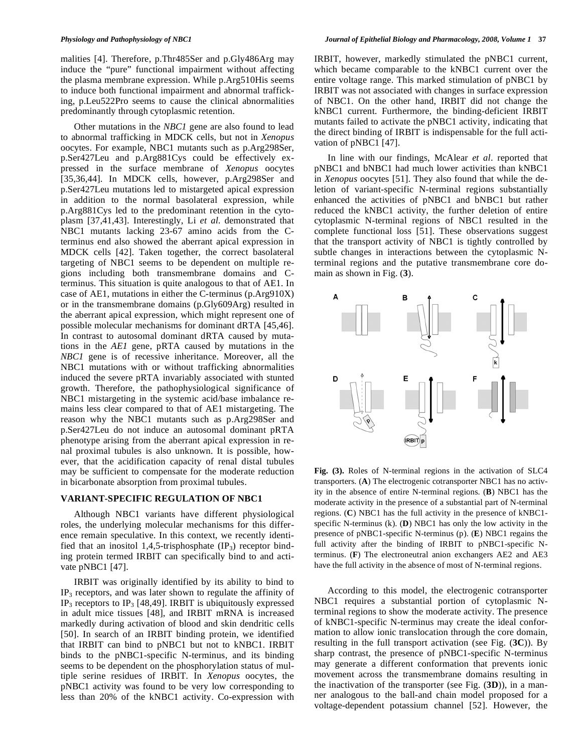malities [4]. Therefore, p.Thr485Ser and p.Gly486Arg may induce the "pure" functional impairment without affecting the plasma membrane expression. While p.Arg510His seems to induce both functional impairment and abnormal trafficking, p.Leu522Pro seems to cause the clinical abnormalities predominantly through cytoplasmic retention.

Other mutations in the *NBC1* gene are also found to lead to abnormal trafficking in MDCK cells, but not in *Xenopus* oocytes. For example, NBC1 mutants such as p.Arg298Ser, p.Ser427Leu and p.Arg881Cys could be effectively expressed in the surface membrane of *Xenopus* oocytes [35,36,44]. In MDCK cells, however, p.Arg298Ser and p.Ser427Leu mutations led to mistargeted apical expression in addition to the normal basolateral expression, while p.Arg881Cys led to the predominant retention in the cytoplasm [37,41,43]. Interestingly, Li *et al.* demonstrated that NBC1 mutants lacking 23-67 amino acids from the C-terminus end also showed the aberrant apical expression in MDCK cells [42]. Taken together, the correct basolateral targeting of NBC1 seems to be dependent on multiple regions including both transmembrane domains and C-terminus. This situation is quite analogous to that of AE1. In case of AE1, mutations in either the C-terminus (p.Arg910X) or in the transmembrane domains (p.Gly609Arg) resulted in the aberrant apical expression, which might represent one of possible molecular mechanisms for dominant dRTA [45,46]. In contrast to autosomal dominant dRTA caused by mutations in the *AE1* gene, pRTA caused by mutations in the *NBC1* gene is of recessive inheritance. Moreover, all the NBC1 mutations with or without trafficking abnormalities induced the severe pRTA invariably associated with stunted growth. Therefore, the pathophysiological significance of NBC1 mistargeting in the systemic acid/base imbalance remains less clear compared to that of AE1 mistargeting. The reason why the NBC1 mutants such as p.Arg298Ser and p.Ser427Leu do not induce an autosomal dominant pRTA phenotype arising from the aberrant apical expression in renal proximal tubules is also unknown. It is possible, however, that the acidification capacity of renal distal tubules may be sufficient to compensate for the moderate reduction in bicarbonate absorption from proximal tubules.

## VARIANT-SPECIFIC REGULATION OF NBC1

Although NBC1 variants have different physiological roles, the underlying molecular mechanisms for this difference remain speculative. In this context, we recently identified that an inositol 1,4,5-trisphosphate ($IP_3$) receptor binding protein termed IRBIT can specifically bind to and activate pNBC1 [47].

IRBIT was originally identified by its ability to bind to $IP_3$ receptors, and was later shown to regulate the affinity of $IP_3$ receptors to $IP_3$ [48,49]. IRBIT is ubiquitously expressed in adult mice tissues [48], and IRBIT mRNA is increased markedly during activation of blood and skin dendritic cells [50]. In search of an IRBIT binding protein, we identified that IRBIT can bind to pNBC1 but not to kNBC1. IRBIT binds to the pNBC1-specific N-terminus, and its binding seems to be dependent on the phosphorylation status of multiple serine residues of IRBIT. In *Xenopus* oocytes, the pNBC1 activity was found to be very low corresponding to less than 20% of the kNBC1 activity. Co-expression with IRBIT, however, markedly stimulated the pNBC1 current, which became comparable to the kNBC1 current over the entire voltage range. This marked stimulation of pNBC1 by IRBIT was not associated with changes in surface expression of NBC1. On the other hand, IRBIT did not change the kNBC1 current. Furthermore, the binding-deficient IRBIT mutants failed to activate the pNBC1 activity, indicating that the direct binding of IRBIT is indispensable for the full activation of pNBC1 [47].

In line with our findings, McAlear *et al*. reported that pNBC1 and bNBC1 had much lower activities than kNBC1 in *Xenopus* oocytes [51]. They also found that while the deletion of variant-specific N-terminal regions substantially enhanced the activities of pNBC1 and bNBC1 but rather reduced the kNBC1 activity, the further deletion of entire cytoplasmic N-terminal regions of NBC1 resulted in the complete functional loss [51]. These observations suggest that the transport activity of NBC1 is tightly controlled by subtle changes in interactions between the cytoplasmic N-terminal regions and the putative transmembrane core domain as shown in Fig. (**3**).

**Fig. (3).** Roles of N-terminal regions in the activation of SLC4 transporters. (**A**) The electrogenic cotransporter NBC1 has no activity in the absence of entire N-terminal regions. (**B**) NBC1 has the moderate activity in the presence of a substantial part of N-terminal regions. (**C**) NBC1 has the full activity in the presence of kNBC1-specific N-terminus (k). (**D**) NBC1 has only the low activity in the presence of pNBC1-specific N-terminus (p). (**E**) NBC1 regains the full activity after the binding of IRBIT to pNBC1-specific N-terminus. (**F**) The electroneutral anion exchangers AE2 and AE3 have the full activity in the absence of most of N-terminal regions.

According to this model, the electrogenic cotransporter NBC1 requires a substantial portion of cytoplasmic N-terminal regions to show the moderate activity. The presence of kNBC1-specific N-terminus may create the ideal conformation to allow ionic translocation through the core domain, resulting in the full transport activation (see Fig. (**3C**)). By sharp contrast, the presence of pNBC1-specific N-terminus may generate a different conformation that prevents ionic movement across the transmembrane domains resulting in the inactivation of the transporter (see Fig. (**3D**)), in a manner analogous to the ball-and chain model proposed for a voltage-dependent potassium channel [52]. However, the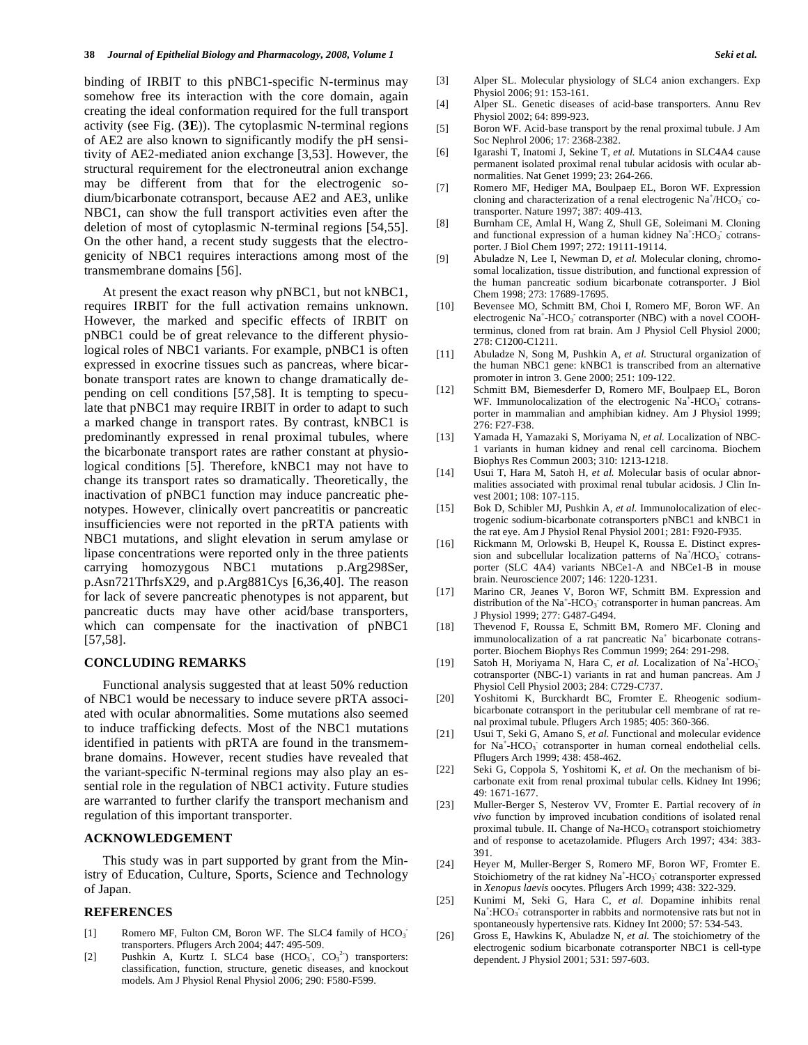binding of IRBIT to this pNBC1-specific N-terminus may somehow free its interaction with the core domain, again creating the ideal conformation required for the full transport activity (see Fig. (**3E**)). The cytoplasmic N-terminal regions of AE2 are also known to significantly modify the pH sensitivity of AE2-mediated anion exchange [3,53]. However, the structural requirement for the electroneutral anion exchange may be different from that for the electrogenic sodium/bicarbonate cotransport, because AE2 and AE3, unlike NBC1, can show the full transport activities even after the deletion of most of cytoplasmic N-terminal regions [54,55]. On the other hand, a recent study suggests that the electrogenicity of NBC1 requires interactions among most of the transmembrane domains [56].

At present the exact reason why pNBC1, but not kNBC1, requires IRBIT for the full activation remains unknown. However, the marked and specific effects of IRBIT on pNBC1 could be of great relevance to the different physiological roles of NBC1 variants. For example, pNBC1 is often expressed in exocrine tissues such as pancreas, where bicarbonate transport rates are known to change dramatically depending on cell conditions [57,58]. It is tempting to speculate that pNBC1 may require IRBIT in order to adapt to such a marked change in transport rates. By contrast, kNBC1 is predominantly expressed in renal proximal tubules, where the bicarbonate transport rates are rather constant at physiological conditions [5]. Therefore, kNBC1 may not have to change its transport rates so dramatically. Theoretically, the inactivation of pNBC1 function may induce pancreatic phenotypes. However, clinically overt pancreatitis or pancreatic insufficiencies were not reported in the pRTA patients with NBC1 mutations, and slight elevation in serum amylase or lipase concentrations were reported only in the three patients carrying homozygous NBC1 mutations p.Arg298Ser, p.Asn721ThrfsX29, and p.Arg881Cys [6,36,40]. The reason for lack of severe pancreatic phenotypes is not apparent, but pancreatic ducts may have other acid/base transporters, which can compensate for the inactivation of pNBC1 [57,58].

## CONCLUDING REMARKS

Functional analysis suggested that at least 50% reduction of NBC1 would be necessary to induce severe pRTA associated with ocular abnormalities. Some mutations also seemed to induce trafficking defects. Most of the NBC1 mutations identified in patients with pRTA are found in the transmembrane domains. However, recent studies have revealed that the variant-specific N-terminal regions may also play an essential role in the regulation of NBC1 activity. Future studies are warranted to further clarify the transport mechanism and regulation of this important transporter.

## ACKNOWLEDGEMENT

This study was in part supported by grant from the Ministry of Education, Culture, Sports, Science and Technology of Japan.

## REFERENCES

[1] Romero MF, Fulton CM, Boron WF. The SLC4 family of $HCO_3^-$ transporters. Pflugers Arch 2004; 447: 495-509.

[2] Pushkin A, Kurtz I. SLC4 base ($HCO_3^-$, $CO_3^{2-}$) transporters: classification, function, structure, genetic diseases, and knockout models. Am J Physiol Renal Physiol 2006; 290: F580-F599.

[3] Alper SL. Molecular physiology of SLC4 anion exchangers. Exp Physiol 2006; 91: 153-161.

[4] Alper SL. Genetic diseases of acid-base transporters. Annu Rev Physiol 2002; 64: 899-923.

[5] Boron WF. Acid-base transport by the renal proximal tubule. J Am Soc Nephrol 2006; 17: 2368-2382.

[6] Igarashi T, Inatomi J, Sekine T, *et al.* Mutations in SLC4A4 cause permanent isolated proximal renal tubular acidosis with ocular abnormalities. Nat Genet 1999; 23: 264-266.

[7] Romero MF, Hediger MA, Boulpaep EL, Boron WF. Expression cloning and characterization of a renal electrogenic $Na^+/HCO_3^-$ cotransporter. Nature 1997; 387: 409-413.

[8] Burnham CE, Amlal H, Wang Z, Shull GE, Soleimani M. Cloning and functional expression of a human kidney $Na^+:HCO_3^-$ cotransporter. J Biol Chem 1997; 272: 19111-19114.

[9] Abuladze N, Lee I, Newman D, *et al.* Molecular cloning, chromosomal localization, tissue distribution, and functional expression of the human pancreatic sodium bicarbonate cotransporter. J Biol Chem 1998; 273: 17689-17695.

[10] Bevensee MO, Schmitt BM, Choi I, Romero MF, Boron WF. An electrogenic $Na^+$-$HCO_3^-$ cotransporter (NBC) with a novel COOH-terminus, cloned from rat brain. Am J Physiol Cell Physiol 2000; 278: C1200-C1211.

[11] Abuladze N, Song M, Pushkin A, *et al.* Structural organization of the human NBC1 gene: kNBC1 is transcribed from an alternative promoter in intron 3. Gene 2000; 251: 109-122.

[12] Schmitt BM, Biemesderfer D, Romero MF, Boulpaep EL, Boron WF. Immunolocalization of the electrogenic $Na^+$-$HCO_3^-$ cotransporter in mammalian and amphibian kidney. Am J Physiol 1999; 276: F27-F38.

[13] Yamada H, Yamazaki S, Moriyama N, *et al.* Localization of NBC-1 variants in human kidney and renal cell carcinoma. Biochem Biophys Res Commun 2003; 310: 1213-1218.

[14] Usui T, Hara M, Satoh H, *et al.* Molecular basis of ocular abnormalities associated with proximal renal tubular acidosis. J Clin Invest 2001; 108: 107-115.

[15] Bok D, Schibler MJ, Pushkin A, *et al.* Immunolocalization of electrogenic sodium-bicarbonate cotransporters pNBC1 and kNBC1 in the rat eye. Am J Physiol Renal Physiol 2001; 281: F920-F935.

[16] Rickmann M, Orlowski B, Heupel K, Roussa E. Distinct expression and subcellular localization patterns of $Na^+/HCO_3^-$ cotransporter (SLC 4A4) variants NBCe1-A and NBCe1-B in mouse brain. Neuroscience 2007; 146: 1220-1231.

[17] Marino CR, Jeanes V, Boron WF, Schmitt BM. Expression and distribution of the $Na^+$-$HCO_3^-$ cotransporter in human pancreas. Am J Physiol 1999; 277: G487-G494.

[18] Thevenod F, Roussa E, Schmitt BM, Romero MF. Cloning and immunolocalization of a rat pancreatic $Na^+$ bicarbonate cotransporter. Biochem Biophys Res Commun 1999; 264: 291-298.

[19] Satoh H, Moriyama N, Hara C, *et al.* Localization of $Na^+$-$HCO_3^-$ cotransporter (NBC-1) variants in rat and human pancreas. Am J Physiol Cell Physiol 2003; 284: C729-C737.

[20] Yoshitomi K, Burckhardt BC, Fromter E. Rheogenic sodium-bicarbonate cotransport in the peritubular cell membrane of rat renal proximal tubule. Pflugers Arch 1985; 405: 360-366.

[21] Usui T, Seki G, Amano S, *et al.* Functional and molecular evidence for $Na^+$-$HCO_3^-$ cotransporter in human corneal endothelial cells. Pflugers Arch 1999; 438: 458-462.

[22] Seki G, Coppola S, Yoshitomi K, *et al.* On the mechanism of bicarbonate exit from renal proximal tubular cells. Kidney Int 1996; 49: 1671-1677.

[23] Muller-Berger S, Nesterov VV, Fromter E. Partial recovery of *in vivo* function by improved incubation conditions of isolated renal proximal tubule. II. Change of Na-$HCO_3$ cotransport stoichiometry and of response to acetazolamide. Pflugers Arch 1997; 434: 383-391.

[24] Heyer M, Muller-Berger S, Romero MF, Boron WF, Fromter E. Stoichiometry of the rat kidney $Na^+$-$HCO_3^-$ cotransporter expressed in *Xenopus laevis* oocytes. Pflugers Arch 1999; 438: 322-329.

[25] Kunimi M, Seki G, Hara C, *et al.* Dopamine inhibits renal $Na^+:HCO_3^-$ cotransporter in rabbits and normotensive rats but not in spontaneously hypertensive rats. Kidney Int 2000; 57: 534-543.

[26] Gross E, Hawkins K, Abuladze N, *et al.* The stoichiometry of the electrogenic sodium bicarbonate cotransporter NBC1 is cell-type dependent. J Physiol 2001; 531: 597-603.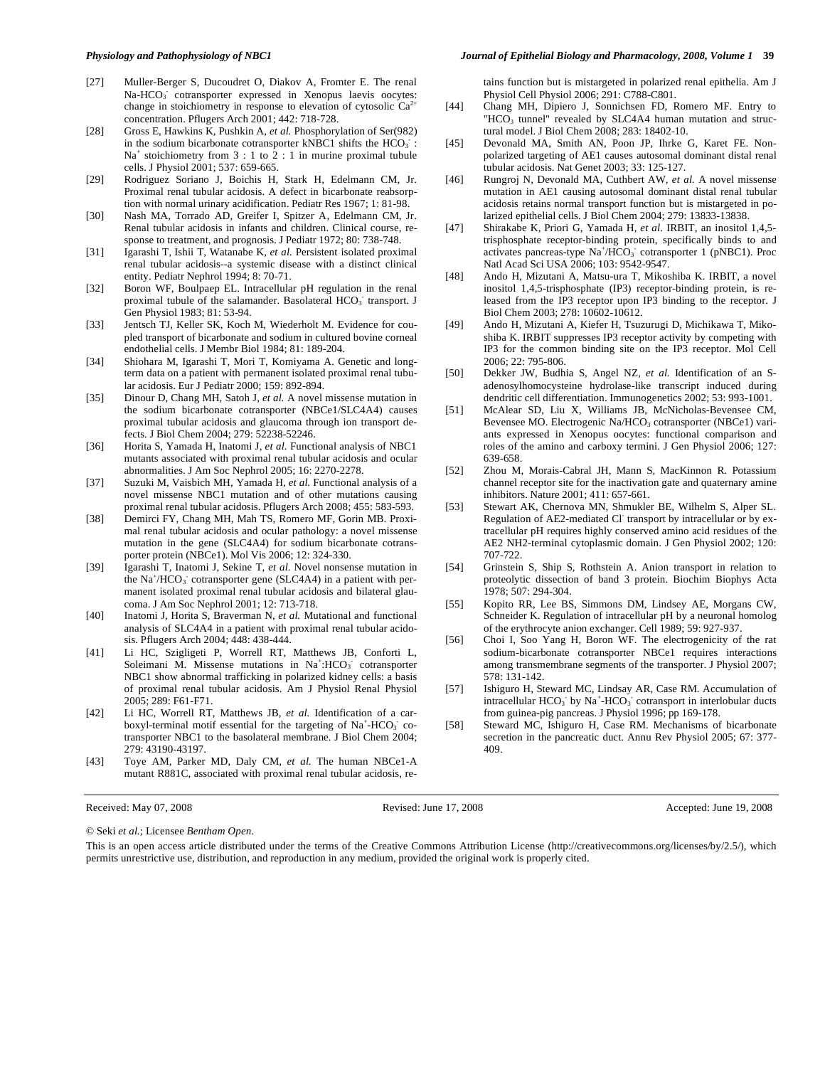[27] Muller-Berger S, Ducoudret O, Diakov A, Fromter E. The renal Na-$HCO_3^-$ cotransporter expressed in Xenopus laevis oocytes: change in stoichiometry in response to elevation of cytosolic $Ca^{2+}$ concentration. Pflugers Arch 2001; 442: 718-728.

[28] Gross E, Hawkins K, Pushkin A, *et al.* Phosphorylation of Ser(982) in the sodium bicarbonate cotransporter kNBC1 shifts the $HCO_3^-$ : $Na^+$ stoichiometry from 3 : 1 to 2 : 1 in murine proximal tubule cells. J Physiol 2001; 537: 659-665.

[29] Rodriguez Soriano J, Boichis H, Stark H, Edelmann CM, Jr. Proximal renal tubular acidosis. A defect in bicarbonate reabsorption with normal urinary acidification. Pediatr Res 1967; 1: 81-98.

[30] Nash MA, Torrado AD, Greifer I, Spitzer A, Edelmann CM, Jr. Renal tubular acidosis in infants and children. Clinical course, response to treatment, and prognosis. J Pediatr 1972; 80: 738-748.

[31] Igarashi T, Ishii T, Watanabe K, *et al.* Persistent isolated proximal renal tubular acidosis--a systemic disease with a distinct clinical entity. Pediatr Nephrol 1994; 8: 70-71.

[32] Boron WF, Boulpaep EL. Intracellular pH regulation in the renal proximal tubule of the salamander. Basolateral $HCO_3^-$ transport. J Gen Physiol 1983; 81: 53-94.

[33] Jentsch TJ, Keller SK, Koch M, Wiederholt M. Evidence for coupled transport of bicarbonate and sodium in cultured bovine corneal endothelial cells. J Membr Biol 1984; 81: 189-204.

[34] Shiohara M, Igarashi T, Mori T, Komiyama A. Genetic and long-term data on a patient with permanent isolated proximal renal tubular acidosis. Eur J Pediatr 2000; 159: 892-894.

[35] Dinour D, Chang MH, Satoh J, *et al.* A novel missense mutation in the sodium bicarbonate cotransporter (NBCe1/SLC4A4) causes proximal tubular acidosis and glaucoma through ion transport defects. J Biol Chem 2004; 279: 52238-52246.

[36] Horita S, Yamada H, Inatomi J, *et al.* Functional analysis of NBC1 mutants associated with proximal renal tubular acidosis and ocular abnormalities. J Am Soc Nephrol 2005; 16: 2270-2278.

[37] Suzuki M, Vaisbich MH, Yamada H, *et al.* Functional analysis of a novel missense NBC1 mutation and of other mutations causing proximal renal tubular acidosis. Pflugers Arch 2008; 455: 583-593.

[38] Demirci FY, Chang MH, Mah TS, Romero MF, Gorin MB. Proximal renal tubular acidosis and ocular pathology: a novel missense mutation in the gene (SLC4A4) for sodium bicarbonate cotransporter protein (NBCe1). Mol Vis 2006; 12: 324-330.

[39] Igarashi T, Inatomi J, Sekine T, *et al.* Novel nonsense mutation in the $Na^+$/$HCO_3^-$ cotransporter gene (SLC4A4) in a patient with permanent isolated proximal renal tubular acidosis and bilateral glaucoma. J Am Soc Nephrol 2001; 12: 713-718.

[40] Inatomi J, Horita S, Braverman N, *et al.* Mutational and functional analysis of SLC4A4 in a patient with proximal renal tubular acidosis. Pflugers Arch 2004; 448: 438-444.

[41] Li HC, Szigligeti P, Worrell RT, Matthews JB, Conforti L, Soleimani M. Missense mutations in $Na^+$:$HCO_3^-$ cotransporter NBC1 show abnormal trafficking in polarized kidney cells: a basis of proximal renal tubular acidosis. Am J Physiol Renal Physiol 2005; 289: F61-F71.

[42] Li HC, Worrell RT, Matthews JB, *et al.* Identification of a carboxyl-terminal motif essential for the targeting of $Na^+$-$HCO_3^-$ cotransporter NBC1 to the basolateral membrane. J Biol Chem 2004; 279: 43190-43197.

[43] Toye AM, Parker MD, Daly CM, *et al.* The human NBCe1-A mutant R881C, associated with proximal renal tubular acidosis, retains function but is mistargeted in polarized renal epithelia. Am J Physiol Cell Physiol 2006; 291: C788-C801.

[44] Chang MH, Dipiero J, Sonnichsen FD, Romero MF. Entry to "$HCO_3$ tunnel" revealed by SLC4A4 human mutation and structural model. J Biol Chem 2008; 283: 18402-10.

[45] Devonald MA, Smith AN, Poon JP, Ihrke G, Karet FE. Non-polarized targeting of AE1 causes autosomal dominant distal renal tubular acidosis. Nat Genet 2003; 33: 125-127.

[46] Rungroj N, Devonald MA, Cuthbert AW, *et al.* A novel missense mutation in AE1 causing autosomal dominant distal renal tubular acidosis retains normal transport function but is mistargeted in polarized epithelial cells. J Biol Chem 2004; 279: 13833-13838.

[47] Shirakabe K, Priori G, Yamada H, *et al.* IRBIT, an inositol 1,4,5-trisphosphate receptor-binding protein, specifically binds to and activates pancreas-type $Na^+$/$HCO_3^-$ cotransporter 1 (pNBC1). Proc Natl Acad Sci USA 2006; 103: 9542-9547.

[48] Ando H, Mizutani A, Matsu-ura T, Mikoshiba K. IRBIT, a novel inositol 1,4,5-trisphosphate (IP3) receptor-binding protein, is released from the IP3 receptor upon IP3 binding to the receptor. J Biol Chem 2003; 278: 10602-10612.

[49] Ando H, Mizutani A, Kiefer H, Tsuzurugi D, Michikawa T, Mikoshiba K. IRBIT suppresses IP3 receptor activity by competing with IP3 for the common binding site on the IP3 receptor. Mol Cell 2006; 22: 795-806.

[50] Dekker JW, Budhia S, Angel NZ, *et al.* Identification of an S-adenosylhomocysteine hydrolase-like transcript induced during dendritic cell differentiation. Immunogenetics 2002; 53: 993-1001.

[51] McAlear SD, Liu X, Williams JB, McNicholas-Bevensee CM, Bevensee MO. Electrogenic Na/$HCO_3$ cotransporter (NBCe1) variants expressed in Xenopus oocytes: functional comparison and roles of the amino and carboxy termini. J Gen Physiol 2006; 127: 639-658.

[52] Zhou M, Morais-Cabral JH, Mann S, MacKinnon R. Potassium channel receptor site for the inactivation gate and quaternary amine inhibitors. Nature 2001; 411: 657-661.

[53] Stewart AK, Chernova MN, Shmukler BE, Wilhelm S, Alper SL. Regulation of AE2-mediated $Cl^-$ transport by intracellular or by extracellular pH requires highly conserved amino acid residues of the AE2 NH2-terminal cytoplasmic domain. J Gen Physiol 2002; 120: 707-722.

[54] Grinstein S, Ship S, Rothstein A. Anion transport in relation to proteolytic dissection of band 3 protein. Biochim Biophys Acta 1978; 507: 294-304.

[55] Kopito RR, Lee BS, Simmons DM, Lindsey AE, Morgans CW, Schneider K. Regulation of intracellular pH by a neuronal homolog of the erythrocyte anion exchanger. Cell 1989; 59: 927-937.

[56] Choi I, Soo Yang H, Boron WF. The electrogenicity of the rat sodium-bicarbonate cotransporter NBCe1 requires interactions among transmembrane segments of the transporter. J Physiol 2007; 578: 131-142.

[57] Ishiguro H, Steward MC, Lindsay AR, Case RM. Accumulation of intracellular $HCO_3^-$ by $Na^+$-$HCO_3^-$ cotransport in interlobular ducts from guinea-pig pancreas. J Physiol 1996; pp 169-178.

[58] Steward MC, Ishiguro H, Case RM. Mechanisms of bicarbonate secretion in the pancreatic duct. Annu Rev Physiol 2005; 67: 377-409.

---

Received: May 07, 2008 Revised: June 17, 2008 Accepted: June 19, 2008

© Seki *et al.*; Licensee *Bentham Open*.

This is an open access article distributed under the terms of the Creative Commons Attribution License (http://creativecommons.org/licenses/by/2.5/), which permits unrestrictive use, distribution, and reproduction in any medium, provided the original work is properly cited.